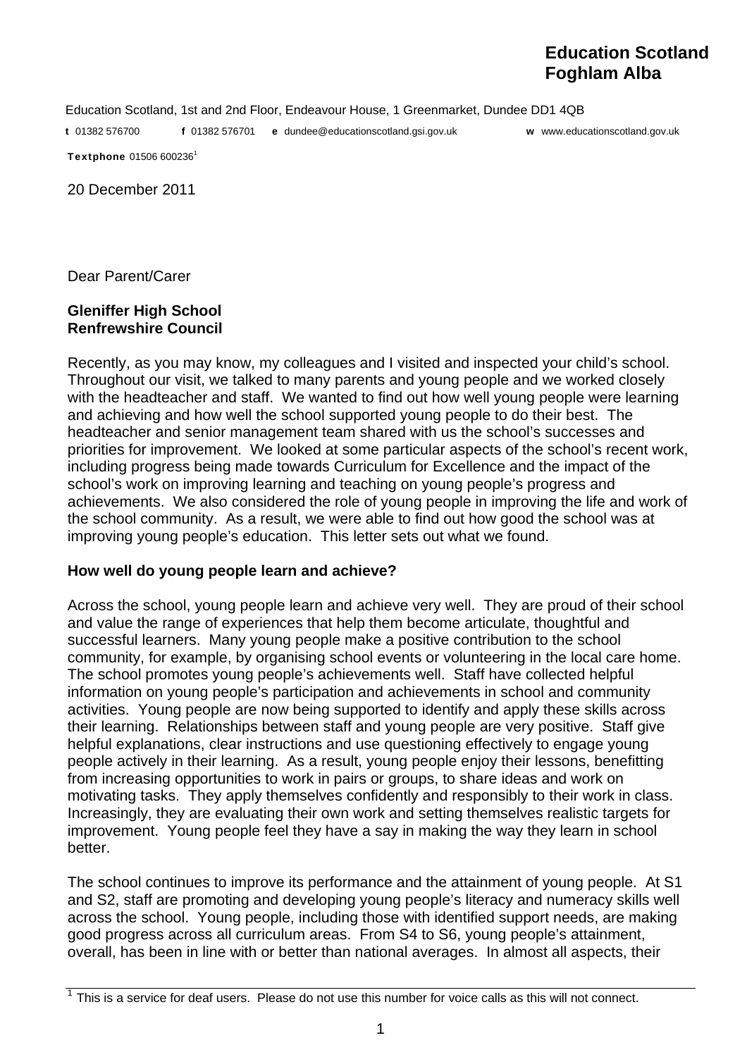**Education Scotland**
**Foghlam Alba**

Education Scotland, 1st and 2nd Floor, Endeavour House, 1 Greenmarket, Dundee DD1 4QB

**t** 01382 576700 **f** 01382 576701 **e** dundee@educationscotland.gsi.gov.uk **w** www.educationscotland.gov.uk

**Textphone** 01506 600236[1]

20 December 2011

Dear Parent/Carer

**Gleniffer High School**
**Renfrewshire Council**

Recently, as you may know, my colleagues and I visited and inspected your child's school. Throughout our visit, we talked to many parents and young people and we worked closely with the headteacher and staff. We wanted to find out how well young people were learning and achieving and how well the school supported young people to do their best. The headteacher and senior management team shared with us the school's successes and priorities for improvement. We looked at some particular aspects of the school's recent work, including progress being made towards Curriculum for Excellence and the impact of the school's work on improving learning and teaching on young people's progress and achievements. We also considered the role of young people in improving the life and work of the school community. As a result, we were able to find out how good the school was at improving young people's education. This letter sets out what we found.

**How well do young people learn and achieve?**

Across the school, young people learn and achieve very well. They are proud of their school and value the range of experiences that help them become articulate, thoughtful and successful learners. Many young people make a positive contribution to the school community, for example, by organising school events or volunteering in the local care home. The school promotes young people's achievements well. Staff have collected helpful information on young people's participation and achievements in school and community activities. Young people are now being supported to identify and apply these skills across their learning. Relationships between staff and young people are very positive. Staff give helpful explanations, clear instructions and use questioning effectively to engage young people actively in their learning. As a result, young people enjoy their lessons, benefitting from increasing opportunities to work in pairs or groups, to share ideas and work on motivating tasks. They apply themselves confidently and responsibly to their work in class. Increasingly, they are evaluating their own work and setting themselves realistic targets for improvement. Young people feel they have a say in making the way they learn in school better.

The school continues to improve its performance and the attainment of young people. At S1 and S2, staff are promoting and developing young people's literacy and numeracy skills well across the school. Young people, including those with identified support needs, are making good progress across all curriculum areas. From S4 to S6, young people's attainment, overall, has been in line with or better than national averages. In almost all aspects, their

[1] This is a service for deaf users. Please do not use this number for voice calls as this will not connect.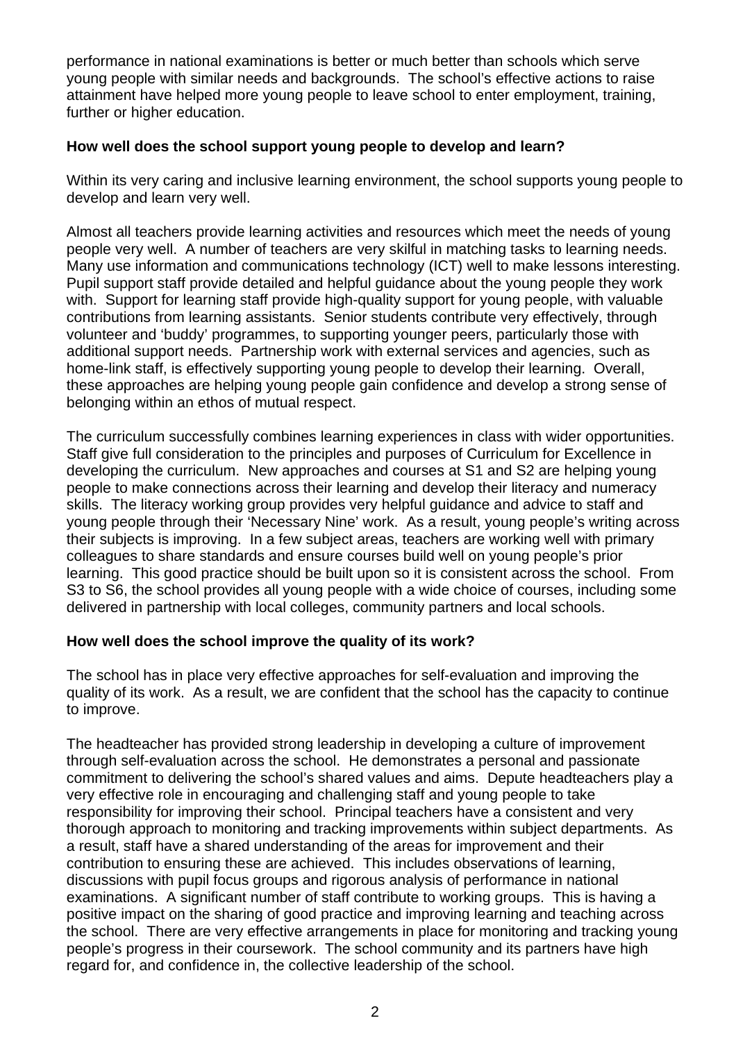performance in national examinations is better or much better than schools which serve young people with similar needs and backgrounds. The school's effective actions to raise attainment have helped more young people to leave school to enter employment, training, further or higher education.

**How well does the school support young people to develop and learn?**

Within its very caring and inclusive learning environment, the school supports young people to develop and learn very well.

Almost all teachers provide learning activities and resources which meet the needs of young people very well. A number of teachers are very skilful in matching tasks to learning needs. Many use information and communications technology (ICT) well to make lessons interesting. Pupil support staff provide detailed and helpful guidance about the young people they work with. Support for learning staff provide high-quality support for young people, with valuable contributions from learning assistants. Senior students contribute very effectively, through volunteer and 'buddy' programmes, to supporting younger peers, particularly those with additional support needs. Partnership work with external services and agencies, such as home-link staff, is effectively supporting young people to develop their learning. Overall, these approaches are helping young people gain confidence and develop a strong sense of belonging within an ethos of mutual respect.

The curriculum successfully combines learning experiences in class with wider opportunities. Staff give full consideration to the principles and purposes of Curriculum for Excellence in developing the curriculum. New approaches and courses at S1 and S2 are helping young people to make connections across their learning and develop their literacy and numeracy skills. The literacy working group provides very helpful guidance and advice to staff and young people through their 'Necessary Nine' work. As a result, young people's writing across their subjects is improving. In a few subject areas, teachers are working well with primary colleagues to share standards and ensure courses build well on young people's prior learning. This good practice should be built upon so it is consistent across the school. From S3 to S6, the school provides all young people with a wide choice of courses, including some delivered in partnership with local colleges, community partners and local schools.

**How well does the school improve the quality of its work?**

The school has in place very effective approaches for self-evaluation and improving the quality of its work. As a result, we are confident that the school has the capacity to continue to improve.

The headteacher has provided strong leadership in developing a culture of improvement through self-evaluation across the school. He demonstrates a personal and passionate commitment to delivering the school's shared values and aims. Depute headteachers play a very effective role in encouraging and challenging staff and young people to take responsibility for improving their school. Principal teachers have a consistent and very thorough approach to monitoring and tracking improvements within subject departments. As a result, staff have a shared understanding of the areas for improvement and their contribution to ensuring these are achieved. This includes observations of learning, discussions with pupil focus groups and rigorous analysis of performance in national examinations. A significant number of staff contribute to working groups. This is having a positive impact on the sharing of good practice and improving learning and teaching across the school. There are very effective arrangements in place for monitoring and tracking young people's progress in their coursework. The school community and its partners have high regard for, and confidence in, the collective leadership of the school.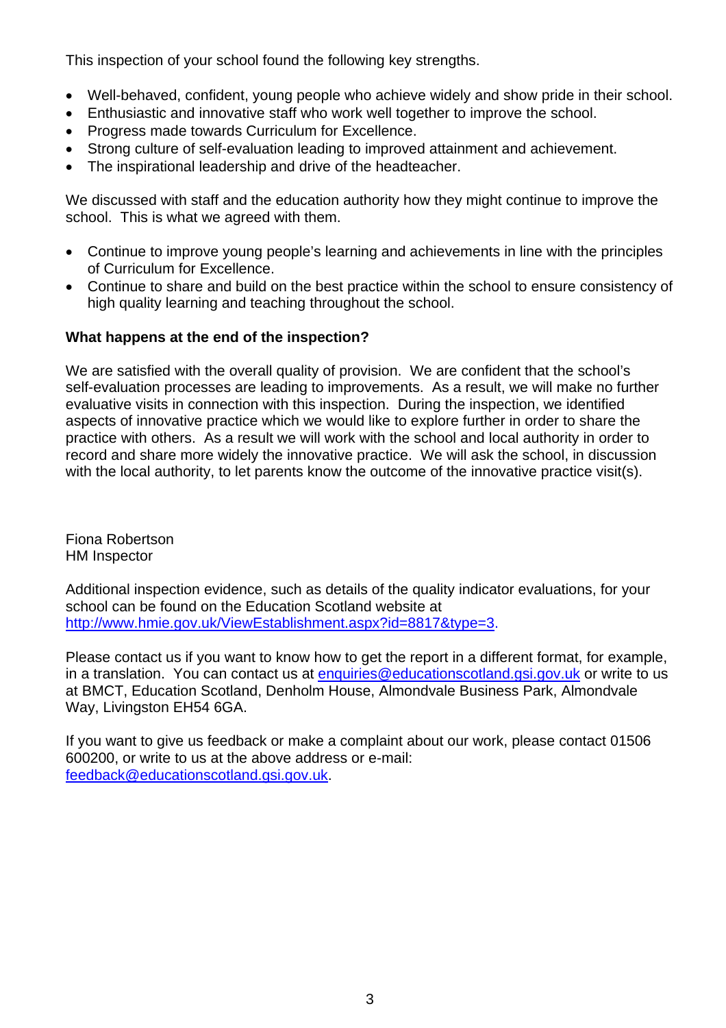This inspection of your school found the following key strengths.

- Well-behaved, confident, young people who achieve widely and show pride in their school.
- Enthusiastic and innovative staff who work well together to improve the school.
- Progress made towards Curriculum for Excellence.
- Strong culture of self-evaluation leading to improved attainment and achievement.
- The inspirational leadership and drive of the headteacher.

We discussed with staff and the education authority how they might continue to improve the school. This is what we agreed with them.

- Continue to improve young people's learning and achievements in line with the principles of Curriculum for Excellence.
- Continue to share and build on the best practice within the school to ensure consistency of high quality learning and teaching throughout the school.

**What happens at the end of the inspection?**

We are satisfied with the overall quality of provision. We are confident that the school's self-evaluation processes are leading to improvements. As a result, we will make no further evaluative visits in connection with this inspection. During the inspection, we identified aspects of innovative practice which we would like to explore further in order to share the practice with others. As a result we will work with the school and local authority in order to record and share more widely the innovative practice. We will ask the school, in discussion with the local authority, to let parents know the outcome of the innovative practice visit(s).

Fiona Robertson
HM Inspector

Additional inspection evidence, such as details of the quality indicator evaluations, for your school can be found on the Education Scotland website at [http://www.hmie.gov.uk/ViewEstablishment.aspx?id=8817&type=3](http://www.hmie.gov.uk/ViewEstablishment.aspx?id=8817&type=3).

Please contact us if you want to know how to get the report in a different format, for example, in a translation. You can contact us at [enquiries@educationscotland.gsi.gov.uk](mailto:enquiries@educationscotland.gsi.gov.uk) or write to us at BMCT, Education Scotland, Denholm House, Almondvale Business Park, Almondvale Way, Livingston EH54 6GA.

If you want to give us feedback or make a complaint about our work, please contact 01506 600200, or write to us at the above address or e-mail: [feedback@educationscotland.gsi.gov.uk](mailto:feedback@educationscotland.gsi.gov.uk).